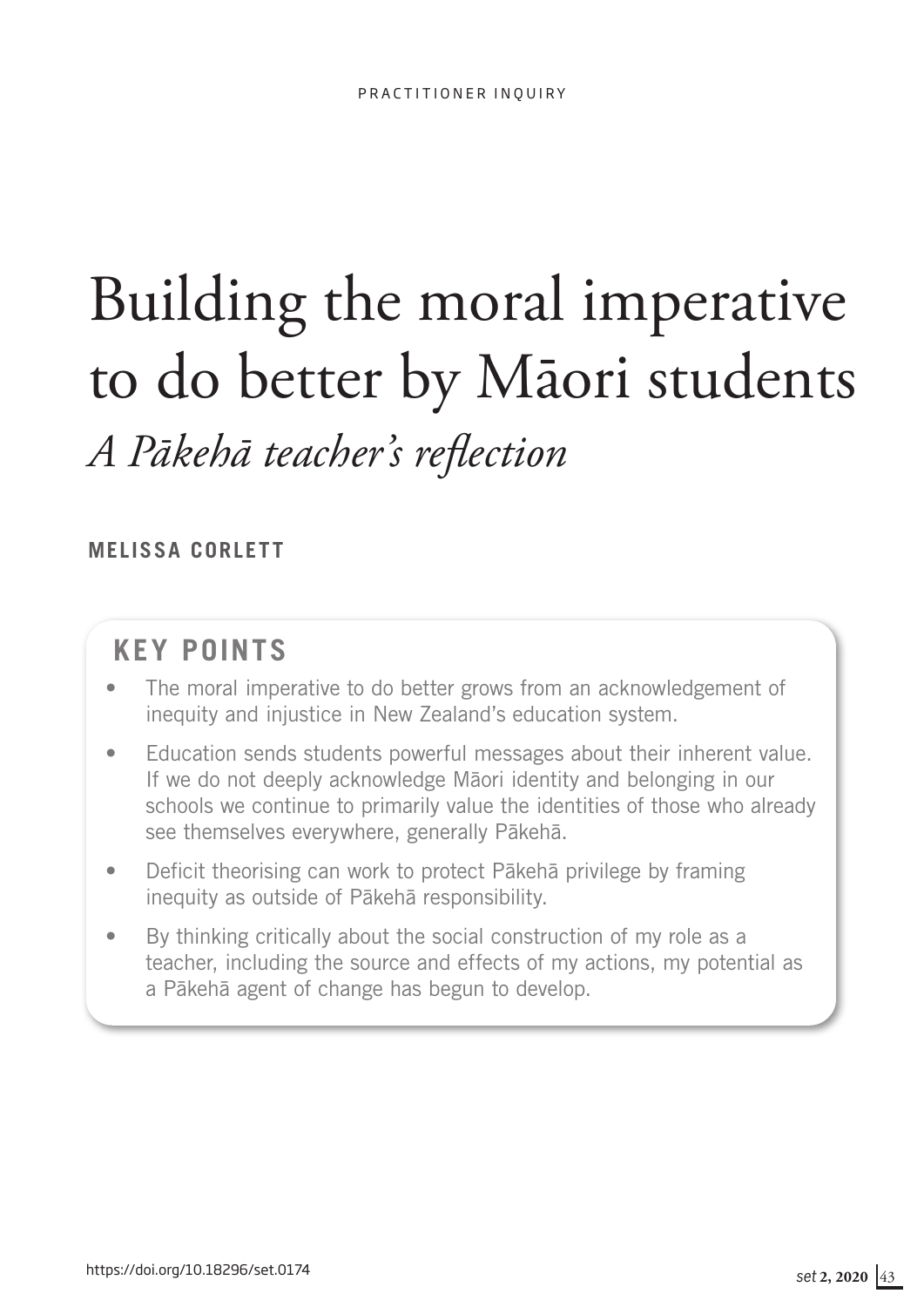PRACTITIONER INQUIRY

# Building the moral imperative to do better by Māori students

## *A Pākehā teacher's reflection*

**MELISSA CORLETT**

## KEY POINTS

- The moral imperative to do better grows from an acknowledgement of inequity and injustice in New Zealand's education system.
- Education sends students powerful messages about their inherent value. If we do not deeply acknowledge Māori identity and belonging in our schools we continue to primarily value the identities of those who already see themselves everywhere, generally Pākehā.
- Deficit theorising can work to protect Pākehā privilege by framing inequity as outside of Pākehā responsibility.
- By thinking critically about the social construction of my role as a teacher, including the source and effects of my actions, my potential as a Pākehā agent of change has begun to develop.

https://doi.org/10.18296/set.0174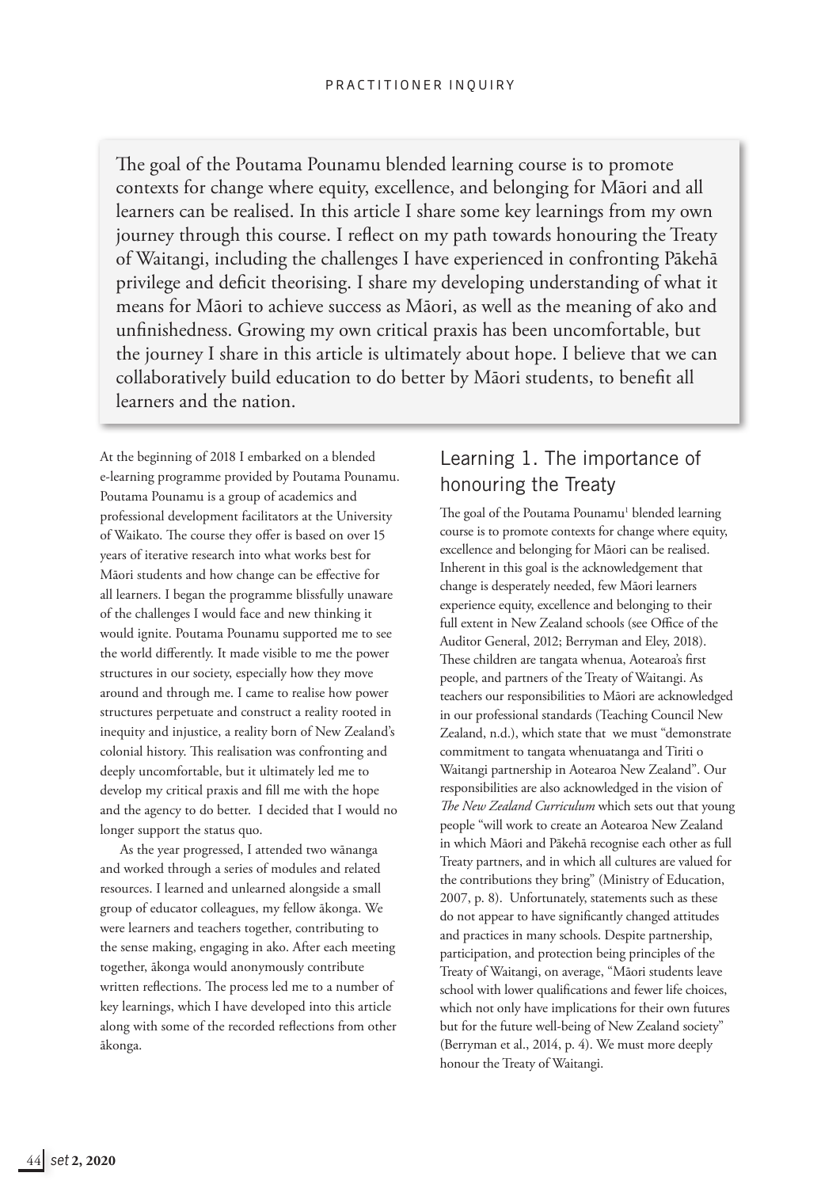The goal of the Poutama Pounamu blended learning course is to promote contexts for change where equity, excellence, and belonging for Māori and all learners can be realised. In this article I share some key learnings from my own journey through this course. I reflect on my path towards honouring the Treaty of Waitangi, including the challenges I have experienced in confronting Pākehā privilege and deficit theorising. I share my developing understanding of what it means for Māori to achieve success as Māori, as well as the meaning of ako and unfinishedness. Growing my own critical praxis has been uncomfortable, but the journey I share in this article is ultimately about hope. I believe that we can collaboratively build education to do better by Māori students, to benefit all learners and the nation.

At the beginning of 2018 I embarked on a blended e-learning programme provided by Poutama Pounamu. Poutama Pounamu is a group of academics and professional development facilitators at the University of Waikato. The course they offer is based on over 15 years of iterative research into what works best for Māori students and how change can be effective for all learners. I began the programme blissfully unaware of the challenges I would face and new thinking it would ignite. Poutama Pounamu supported me to see the world differently. It made visible to me the power structures in our society, especially how they move around and through me. I came to realise how power structures perpetuate and construct a reality rooted in inequity and injustice, a reality born of New Zealand's colonial history. This realisation was confronting and deeply uncomfortable, but it ultimately led me to develop my critical praxis and fill me with the hope and the agency to do better. I decided that I would no longer support the status quo.

As the year progressed, I attended two wānanga and worked through a series of modules and related resources. I learned and unlearned alongside a small group of educator colleagues, my fellow ākonga. We were learners and teachers together, contributing to the sense making, engaging in ako. After each meeting together, ākonga would anonymously contribute written reflections. The process led me to a number of key learnings, which I have developed into this article along with some of the recorded reflections from other ākonga.

## Learning 1. The importance of honouring the Treaty

The goal of the Poutama Pounamu[1] blended learning course is to promote contexts for change where equity, excellence and belonging for Māori can be realised. Inherent in this goal is the acknowledgement that change is desperately needed, few Māori learners experience equity, excellence and belonging to their full extent in New Zealand schools (see Office of the Auditor General, 2012; Berryman and Eley, 2018). These children are tangata whenua, Aotearoa's first people, and partners of the Treaty of Waitangi. As teachers our responsibilities to Māori are acknowledged in our professional standards (Teaching Council New Zealand, n.d.), which state that we must "demonstrate commitment to tangata whenuatanga and Tiriti o Waitangi partnership in Aotearoa New Zealand". Our responsibilities are also acknowledged in the vision of *The New Zealand Curriculum* which sets out that young people "will work to create an Aotearoa New Zealand in which Māori and Pākehā recognise each other as full Treaty partners, and in which all cultures are valued for the contributions they bring" (Ministry of Education, 2007, p. 8). Unfortunately, statements such as these do not appear to have significantly changed attitudes and practices in many schools. Despite partnership, participation, and protection being principles of the Treaty of Waitangi, on average, "Māori students leave school with lower qualifications and fewer life choices, which not only have implications for their own futures but for the future well-being of New Zealand society" (Berryman et al., 2014, p. 4). We must more deeply honour the Treaty of Waitangi.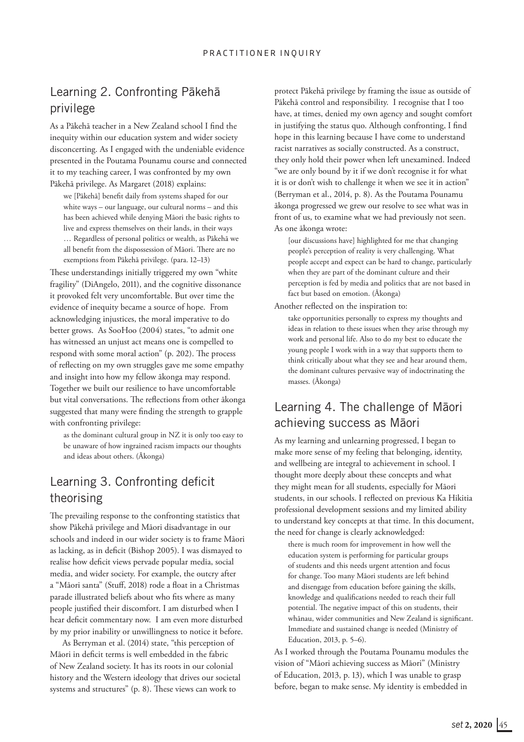## Learning 2. Confronting Pākehā privilege

As a Pākehā teacher in a New Zealand school I find the inequity within our education system and wider society disconcerting. As I engaged with the undeniable evidence presented in the Poutama Pounamu course and connected it to my teaching career, I was confronted by my own Pākehā privilege. As Margaret (2018) explains:

> we [Pākehā] benefit daily from systems shaped for our white ways – our language, our cultural norms – and this has been achieved while denying Māori the basic rights to live and express themselves on their lands, in their ways … Regardless of personal politics or wealth, as Pākehā we all benefit from the dispossession of Māori. There are no exemptions from Pākehā privilege. (para. 12–13)

These understandings initially triggered my own "white fragility" (DiAngelo, 2011), and the cognitive dissonance it provoked felt very uncomfortable. But over time the evidence of inequity became a source of hope. From acknowledging injustices, the moral imperative to do better grows. As SooHoo (2004) states, "to admit one has witnessed an unjust act means one is compelled to respond with some moral action" (p. 202). The process of reflecting on my own struggles gave me some empathy and insight into how my fellow ākonga may respond. Together we built our resilience to have uncomfortable but vital conversations. The reflections from other ākonga suggested that many were finding the strength to grapple with confronting privilege:

> as the dominant cultural group in NZ it is only too easy to be unaware of how ingrained racism impacts our thoughts and ideas about others. (Ākonga)

## Learning 3. Confronting deficit theorising

The prevailing response to the confronting statistics that show Pākehā privilege and Māori disadvantage in our schools and indeed in our wider society is to frame Māori as lacking, as in deficit (Bishop 2005). I was dismayed to realise how deficit views pervade popular media, social media, and wider society. For example, the outcry after a "Māori santa" (Stuff, 2018) rode a float in a Christmas parade illustrated beliefs about who fits where as many people justified their discomfort. I am disturbed when I hear deficit commentary now. I am even more disturbed by my prior inability or unwillingness to notice it before.

As Berryman et al. (2014) state, "this perception of Māori in deficit terms is well embedded in the fabric of New Zealand society. It has its roots in our colonial history and the Western ideology that drives our societal systems and structures" (p. 8). These views can work to protect Pākehā privilege by framing the issue as outside of Pākehā control and responsibility. I recognise that I too have, at times, denied my own agency and sought comfort in justifying the status quo. Although confronting, I find hope in this learning because I have come to understand racist narratives as socially constructed. As a construct, they only hold their power when left unexamined. Indeed "we are only bound by it if we don't recognise it for what it is or don't wish to challenge it when we see it in action" (Berryman et al., 2014, p. 8). As the Poutama Pounamu ākonga progressed we grew our resolve to see what was in front of us, to examine what we had previously not seen. As one ākonga wrote:

> [our discussions have] highlighted for me that changing people's perception of reality is very challenging. What people accept and expect can be hard to change, particularly when they are part of the dominant culture and their perception is fed by media and politics that are not based in fact but based on emotion. (Ākonga)

Another reflected on the inspiration to:

> take opportunities personally to express my thoughts and ideas in relation to these issues when they arise through my work and personal life. Also to do my best to educate the young people I work with in a way that supports them to think critically about what they see and hear around them, the dominant cultures pervasive way of indoctrinating the masses. (Ākonga)

## Learning 4. The challenge of Māori achieving success as Māori

As my learning and unlearning progressed, I began to make more sense of my feeling that belonging, identity, and wellbeing are integral to achievement in school. I thought more deeply about these concepts and what they might mean for all students, especially for Māori students, in our schools. I reflected on previous Ka Hikitia professional development sessions and my limited ability to understand key concepts at that time. In this document, the need for change is clearly acknowledged:

> there is much room for improvement in how well the education system is performing for particular groups of students and this needs urgent attention and focus for change. Too many Māori students are left behind and disengage from education before gaining the skills, knowledge and qualifications needed to reach their full potential. The negative impact of this on students, their whānau, wider communities and New Zealand is significant. Immediate and sustained change is needed (Ministry of Education, 2013, p. 5–6).

As I worked through the Poutama Pounamu modules the vision of "Māori achieving success as Māori" (Ministry of Education, 2013, p. 13), which I was unable to grasp before, began to make sense. My identity is embedded in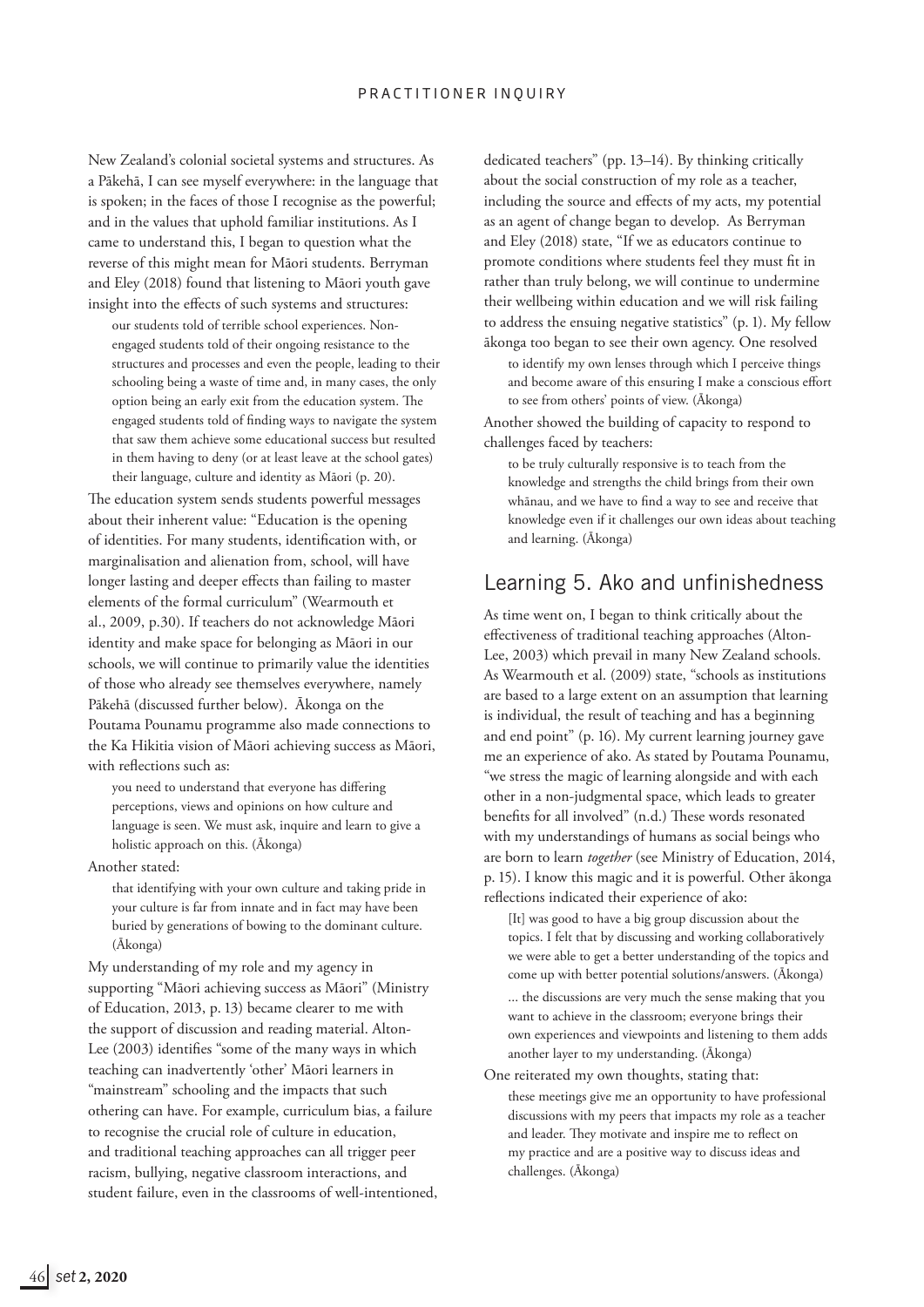New Zealand's colonial societal systems and structures. As a Pākehā, I can see myself everywhere: in the language that is spoken; in the faces of those I recognise as the powerful; and in the values that uphold familiar institutions. As I came to understand this, I began to question what the reverse of this might mean for Māori students. Berryman and Eley (2018) found that listening to Māori youth gave insight into the effects of such systems and structures:

> our students told of terrible school experiences. Non-engaged students told of their ongoing resistance to the structures and processes and even the people, leading to their schooling being a waste of time and, in many cases, the only option being an early exit from the education system. The engaged students told of finding ways to navigate the system that saw them achieve some educational success but resulted in them having to deny (or at least leave at the school gates) their language, culture and identity as Māori (p. 20).

The education system sends students powerful messages about their inherent value: "Education is the opening of identities. For many students, identification with, or marginalisation and alienation from, school, will have longer lasting and deeper effects than failing to master elements of the formal curriculum" (Wearmouth et al., 2009, p.30). If teachers do not acknowledge Māori identity and make space for belonging as Māori in our schools, we will continue to primarily value the identities of those who already see themselves everywhere, namely Pākehā (discussed further below). Ākonga on the Poutama Pounamu programme also made connections to the Ka Hikitia vision of Māori achieving success as Māori, with reflections such as:

> you need to understand that everyone has differing perceptions, views and opinions on how culture and language is seen. We must ask, inquire and learn to give a holistic approach on this. (Ākonga)

Another stated:

> that identifying with your own culture and taking pride in your culture is far from innate and in fact may have been buried by generations of bowing to the dominant culture. (Ākonga)

My understanding of my role and my agency in supporting "Māori achieving success as Māori" (Ministry of Education, 2013, p. 13) became clearer to me with the support of discussion and reading material. Alton-Lee (2003) identifies "some of the many ways in which teaching can inadvertently 'other' Māori learners in "mainstream" schooling and the impacts that such othering can have. For example, curriculum bias, a failure to recognise the crucial role of culture in education, and traditional teaching approaches can all trigger peer racism, bullying, negative classroom interactions, and student failure, even in the classrooms of well-intentioned, dedicated teachers" (pp. 13–14). By thinking critically about the social construction of my role as a teacher, including the source and effects of my acts, my potential as an agent of change began to develop. As Berryman and Eley (2018) state, "If we as educators continue to promote conditions where students feel they must fit in rather than truly belong, we will continue to undermine their wellbeing within education and we will risk failing to address the ensuing negative statistics" (p. 1). My fellow ākonga too began to see their own agency. One resolved

> to identify my own lenses through which I perceive things and become aware of this ensuring I make a conscious effort to see from others' points of view. (Ākonga)

Another showed the building of capacity to respond to challenges faced by teachers:

> to be truly culturally responsive is to teach from the knowledge and strengths the child brings from their own whānau, and we have to find a way to see and receive that knowledge even if it challenges our own ideas about teaching and learning. (Ākonga)

## Learning 5. Ako and unfinishedness

As time went on, I began to think critically about the effectiveness of traditional teaching approaches (Alton-Lee, 2003) which prevail in many New Zealand schools. As Wearmouth et al. (2009) state, "schools as institutions are based to a large extent on an assumption that learning is individual, the result of teaching and has a beginning and end point" (p. 16). My current learning journey gave me an experience of ako. As stated by Poutama Pounamu, "we stress the magic of learning alongside and with each other in a non-judgmental space, which leads to greater benefits for all involved" (n.d.) These words resonated with my understandings of humans as social beings who are born to learn *together* (see Ministry of Education, 2014, p. 15). I know this magic and it is powerful. Other ākonga reflections indicated their experience of ako:

> [It] was good to have a big group discussion about the topics. I felt that by discussing and working collaboratively we were able to get a better understanding of the topics and come up with better potential solutions/answers. (Ākonga)
>
> ... the discussions are very much the sense making that you want to achieve in the classroom; everyone brings their own experiences and viewpoints and listening to them adds another layer to my understanding. (Ākonga)

One reiterated my own thoughts, stating that:

> these meetings give me an opportunity to have professional discussions with my peers that impacts my role as a teacher and leader. They motivate and inspire me to reflect on my practice and are a positive way to discuss ideas and challenges. (Ākonga)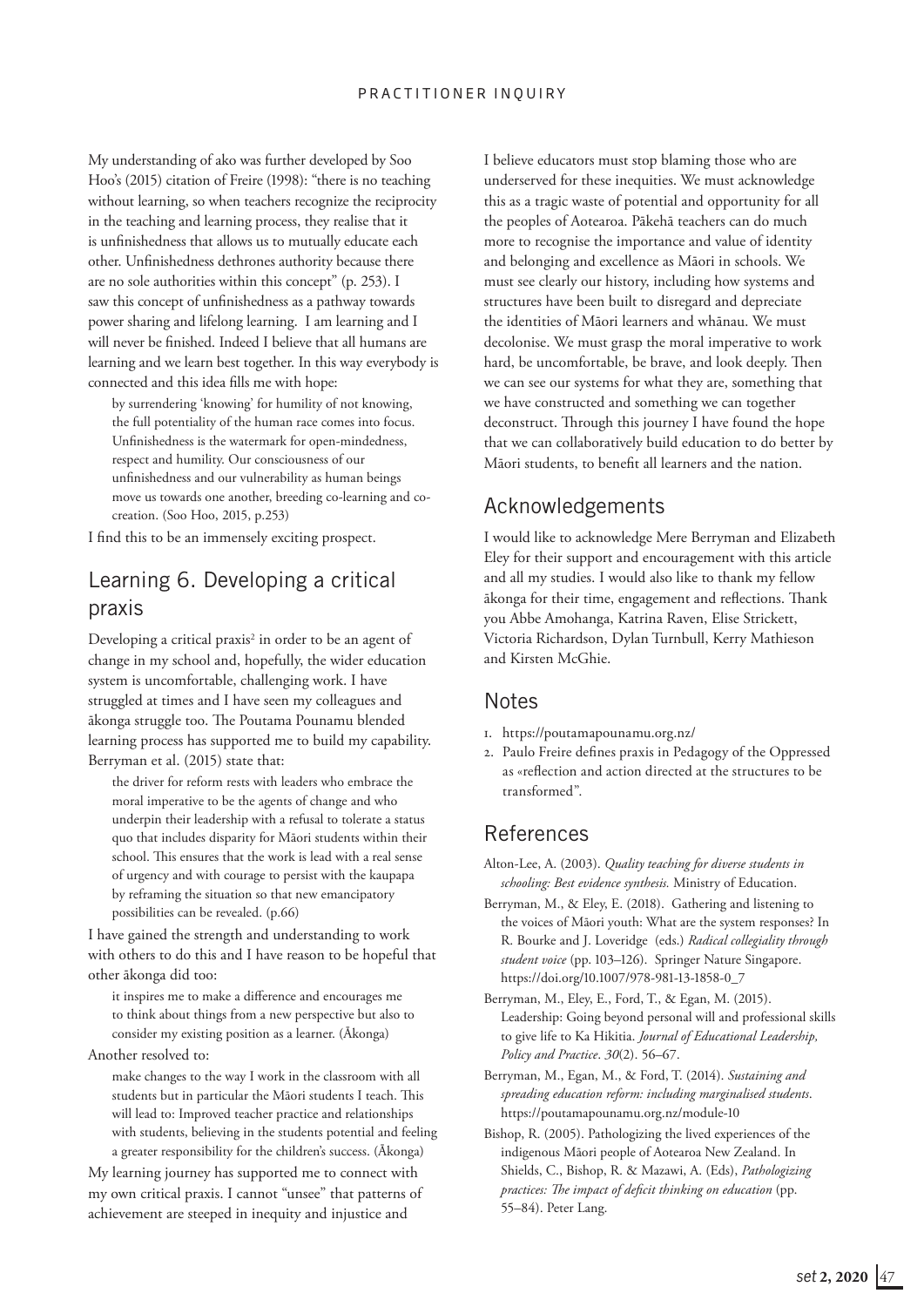My understanding of ako was further developed by Soo Hoo's (2015) citation of Freire (1998): "there is no teaching without learning, so when teachers recognize the reciprocity in the teaching and learning process, they realise that it is unfinishedness that allows us to mutually educate each other. Unfinishedness dethrones authority because there are no sole authorities within this concept" (p. 253). I saw this concept of unfinishedness as a pathway towards power sharing and lifelong learning. I am learning and I will never be finished. Indeed I believe that all humans are learning and we learn best together. In this way everybody is connected and this idea fills me with hope:

> by surrendering 'knowing' for humility of not knowing, the full potentiality of the human race comes into focus. Unfinishedness is the watermark for open-mindedness, respect and humility. Our consciousness of our unfinishedness and our vulnerability as human beings move us towards one another, breeding co-learning and co-creation. (Soo Hoo, 2015, p.253)

I find this to be an immensely exciting prospect.

## Learning 6. Developing a critical praxis

Developing a critical praxis[2] in order to be an agent of change in my school and, hopefully, the wider education system is uncomfortable, challenging work. I have struggled at times and I have seen my colleagues and ākonga struggle too. The Poutama Pounamu blended learning process has supported me to build my capability. Berryman et al. (2015) state that:

> the driver for reform rests with leaders who embrace the moral imperative to be the agents of change and who underpin their leadership with a refusal to tolerate a status quo that includes disparity for Māori students within their school. This ensures that the work is lead with a real sense of urgency and with courage to persist with the kaupapa by reframing the situation so that new emancipatory possibilities can be revealed. (p.66)

I have gained the strength and understanding to work with others to do this and I have reason to be hopeful that other ākonga did too:

> it inspires me to make a difference and encourages me to think about things from a new perspective but also to consider my existing position as a learner. (Ākonga)

Another resolved to:

> make changes to the way I work in the classroom with all students but in particular the Māori students I teach. This will lead to: Improved teacher practice and relationships with students, believing in the students potential and feeling a greater responsibility for the children's success. (Ākonga)

My learning journey has supported me to connect with my own critical praxis. I cannot "unsee" that patterns of achievement are steeped in inequity and injustice and I believe educators must stop blaming those who are underserved for these inequities. We must acknowledge this as a tragic waste of potential and opportunity for all the peoples of Aotearoa. Pākehā teachers can do much more to recognise the importance and value of identity and belonging and excellence as Māori in schools. We must see clearly our history, including how systems and structures have been built to disregard and depreciate the identities of Māori learners and whānau. We must decolonise. We must grasp the moral imperative to work hard, be uncomfortable, be brave, and look deeply. Then we can see our systems for what they are, something that we have constructed and something we can together deconstruct. Through this journey I have found the hope that we can collaboratively build education to do better by Māori students, to benefit all learners and the nation.

## Acknowledgements

I would like to acknowledge Mere Berryman and Elizabeth Eley for their support and encouragement with this article and all my studies. I would also like to thank my fellow ākonga for their time, engagement and reflections. Thank you Abbe Amohanga, Katrina Raven, Elise Strickett, Victoria Richardson, Dylan Turnbull, Kerry Mathieson and Kirsten McGhie.

## Notes

1. https://poutamapounamu.org.nz/
2. Paulo Freire defines praxis in Pedagogy of the Oppressed as «reflection and action directed at the structures to be transformed".

## References

Alton-Lee, A. (2003). *Quality teaching for diverse students in schooling: Best evidence synthesis.* Ministry of Education.

Berryman, M., & Eley, E. (2018). Gathering and listening to the voices of Māori youth: What are the system responses? In R. Bourke and J. Loveridge (eds.) *Radical collegiality through student voice* (pp. 103–126). Springer Nature Singapore. https://doi.org/10.1007/978-981-13-1858-0_7

Berryman, M., Eley, E., Ford, T., & Egan, M. (2015). Leadership: Going beyond personal will and professional skills to give life to Ka Hikitia. *Journal of Educational Leadership, Policy and Practice*. *30*(2). 56–67.

Berryman, M., Egan, M., & Ford, T. (2014). *Sustaining and spreading education reform: including marginalised students*. https://poutamapounamu.org.nz/module-10

Bishop, R. (2005). Pathologizing the lived experiences of the indigenous Māori people of Aotearoa New Zealand. In Shields, C., Bishop, R. & Mazawi, A. (Eds), *Pathologizing practices: The impact of deficit thinking on education* (pp. 55–84). Peter Lang.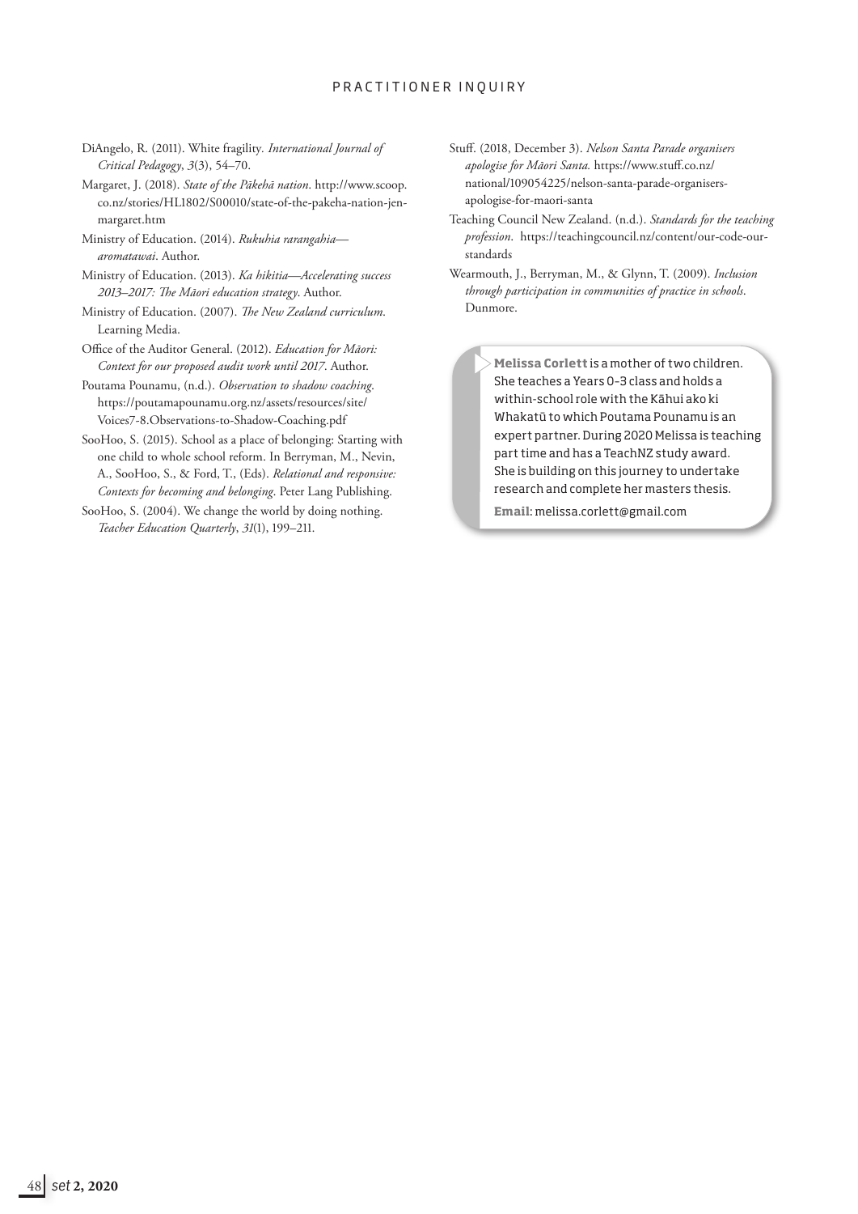DiAngelo, R. (2011). White fragility. *International Journal of Critical Pedagogy*, *3*(3), 54–70.

Margaret, J. (2018). *State of the Pākehā nation*. http://www.scoop.co.nz/stories/HL1802/S00010/state-of-the-pakeha-nation-jen-margaret.htm

Ministry of Education. (2014). *Rukuhia rarangahia—aromatawai*. Author.

Ministry of Education. (2013). *Ka hikitia—Accelerating success 2013–2017: The Māori education strategy*. Author.

Ministry of Education. (2007). *The New Zealand curriculum*. Learning Media.

Office of the Auditor General. (2012). *Education for Māori: Context for our proposed audit work until 2017*. Author.

Poutama Pounamu, (n.d.). *Observation to shadow coaching*. https://poutamapounamu.org.nz/assets/resources/site/Voices7-8.Observations-to-Shadow-Coaching.pdf

SooHoo, S. (2015). School as a place of belonging: Starting with one child to whole school reform. In Berryman, M., Nevin, A., SooHoo, S., & Ford, T., (Eds). *Relational and responsive: Contexts for becoming and belonging*. Peter Lang Publishing.

SooHoo, S. (2004). We change the world by doing nothing. *Teacher Education Quarterly*, *31*(1), 199–211.

Stuff. (2018, December 3). *Nelson Santa Parade organisers apologise for Māori Santa.* https://www.stuff.co.nz/national/109054225/nelson-santa-parade-organisers-apologise-for-maori-santa

Teaching Council New Zealand. (n.d.). *Standards for the teaching profession*. https://teachingcouncil.nz/content/our-code-our-standards

Wearmouth, J., Berryman, M., & Glynn, T. (2009). *Inclusion through participation in communities of practice in schools*. Dunmore.

**Melissa Corlett** is a mother of two children. She teaches a Years 0–3 class and holds a within-school role with the Kāhui ako ki Whakatū to which Poutama Pounamu is an expert partner. During 2020 Melissa is teaching part time and has a TeachNZ study award. She is building on this journey to undertake research and complete her masters thesis.

**Email**: melissa.corlett@gmail.com